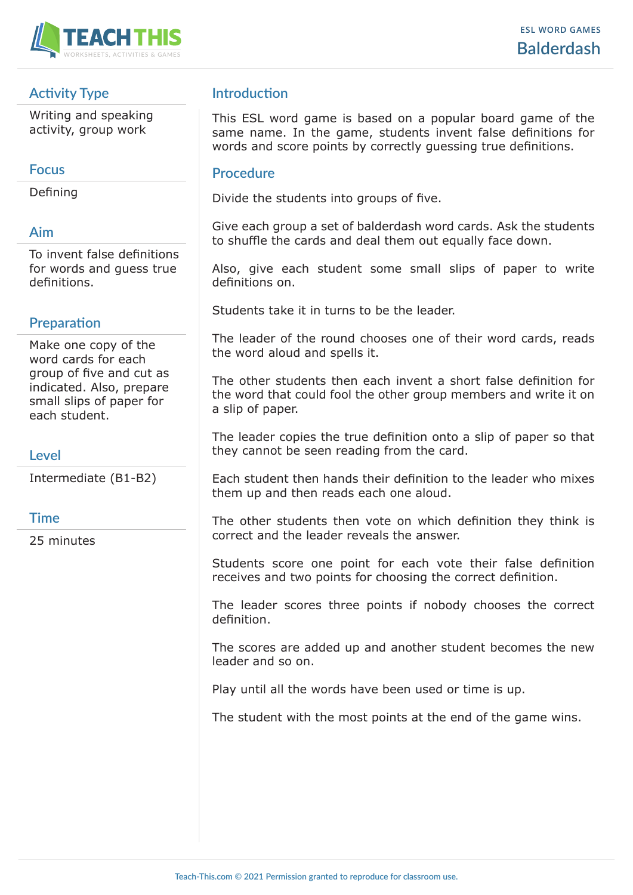ESL WORD GAMES

# Balderdash

## Activity Type

Writing and speaking activity, group work

## Focus

Defining

## Aim

To invent false definitions for words and guess true definitions.

## Preparation

Make one copy of the word cards for each group of five and cut as indicated. Also, prepare small slips of paper for each student.

## Level

Intermediate (B1-B2)

## Time

25 minutes

## Introduction

This ESL word game is based on a popular board game of the same name. In the game, students invent false definitions for words and score points by correctly guessing true definitions.

## Procedure

Divide the students into groups of five.

Give each group a set of balderdash word cards. Ask the students to shuffle the cards and deal them out equally face down.

Also, give each student some small slips of paper to write definitions on.

Students take it in turns to be the leader.

The leader of the round chooses one of their word cards, reads the word aloud and spells it.

The other students then each invent a short false definition for the word that could fool the other group members and write it on a slip of paper.

The leader copies the true definition onto a slip of paper so that they cannot be seen reading from the card.

Each student then hands their definition to the leader who mixes them up and then reads each one aloud.

The other students then vote on which definition they think is correct and the leader reveals the answer.

Students score one point for each vote their false definition receives and two points for choosing the correct definition.

The leader scores three points if nobody chooses the correct definition.

The scores are added up and another student becomes the new leader and so on.

Play until all the words have been used or time is up.

The student with the most points at the end of the game wins.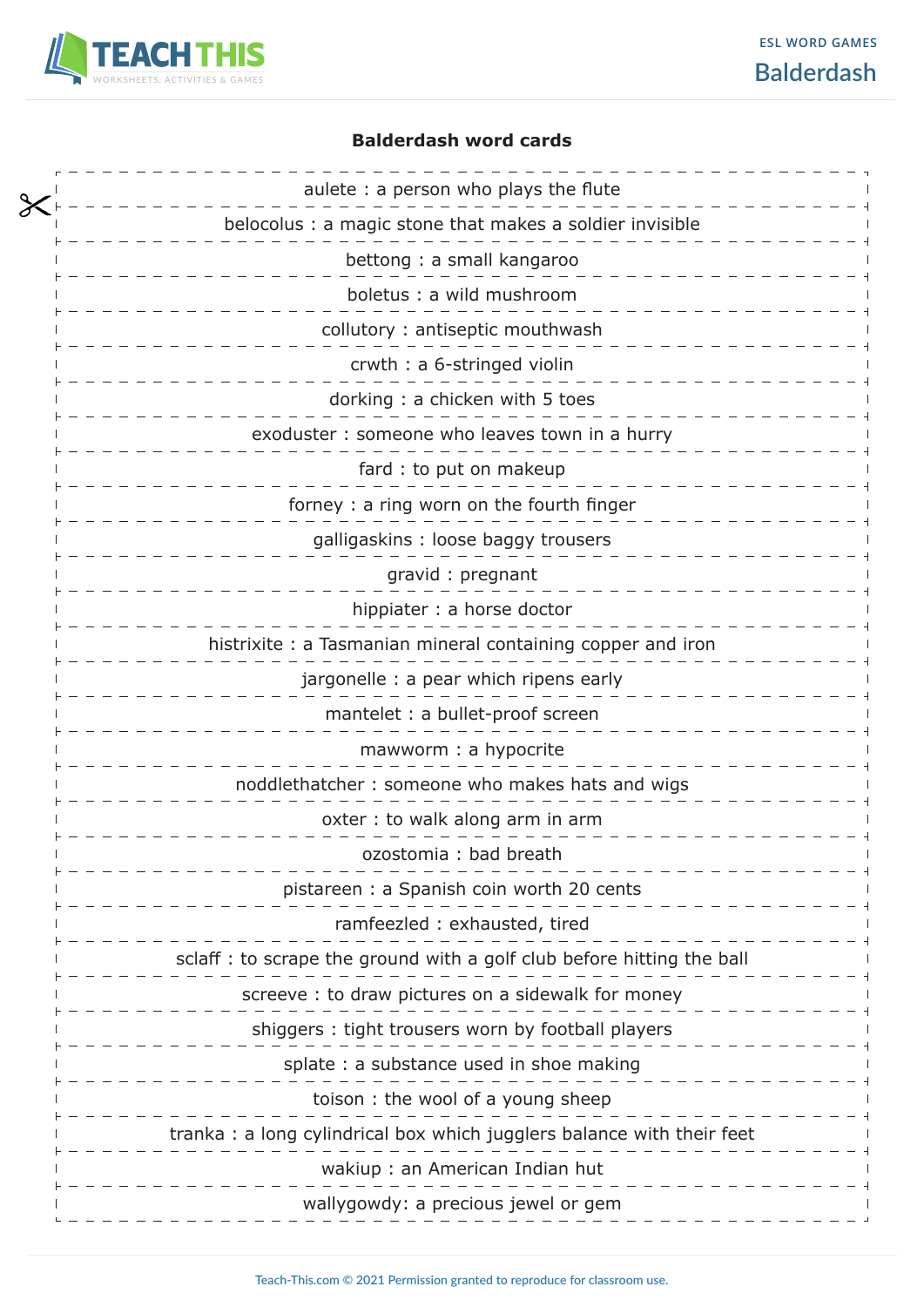## Balderdash word cards

aulete : a person who plays the flute

belocolus : a magic stone that makes a soldier invisible

bettong : a small kangaroo

boletus : a wild mushroom

collutory : antiseptic mouthwash

crwth : a 6-stringed violin

dorking : a chicken with 5 toes

exoduster : someone who leaves town in a hurry

fard : to put on makeup

forney : a ring worn on the fourth finger

galligaskins : loose baggy trousers

gravid : pregnant

hippiater : a horse doctor

histrixite : a Tasmanian mineral containing copper and iron

jargonelle : a pear which ripens early

mantelet : a bullet-proof screen

mawworm : a hypocrite

noddlethatcher : someone who makes hats and wigs

oxter : to walk along arm in arm

ozostomia : bad breath

pistareen : a Spanish coin worth 20 cents

ramfeezled : exhausted, tired

sclaff : to scrape the ground with a golf club before hitting the ball

screeve : to draw pictures on a sidewalk for money

shiggers : tight trousers worn by football players

splate : a substance used in shoe making

toison : the wool of a young sheep

tranka : a long cylindrical box which jugglers balance with their feet

wakiup : an American Indian hut

wallygowdy: a precious jewel or gem